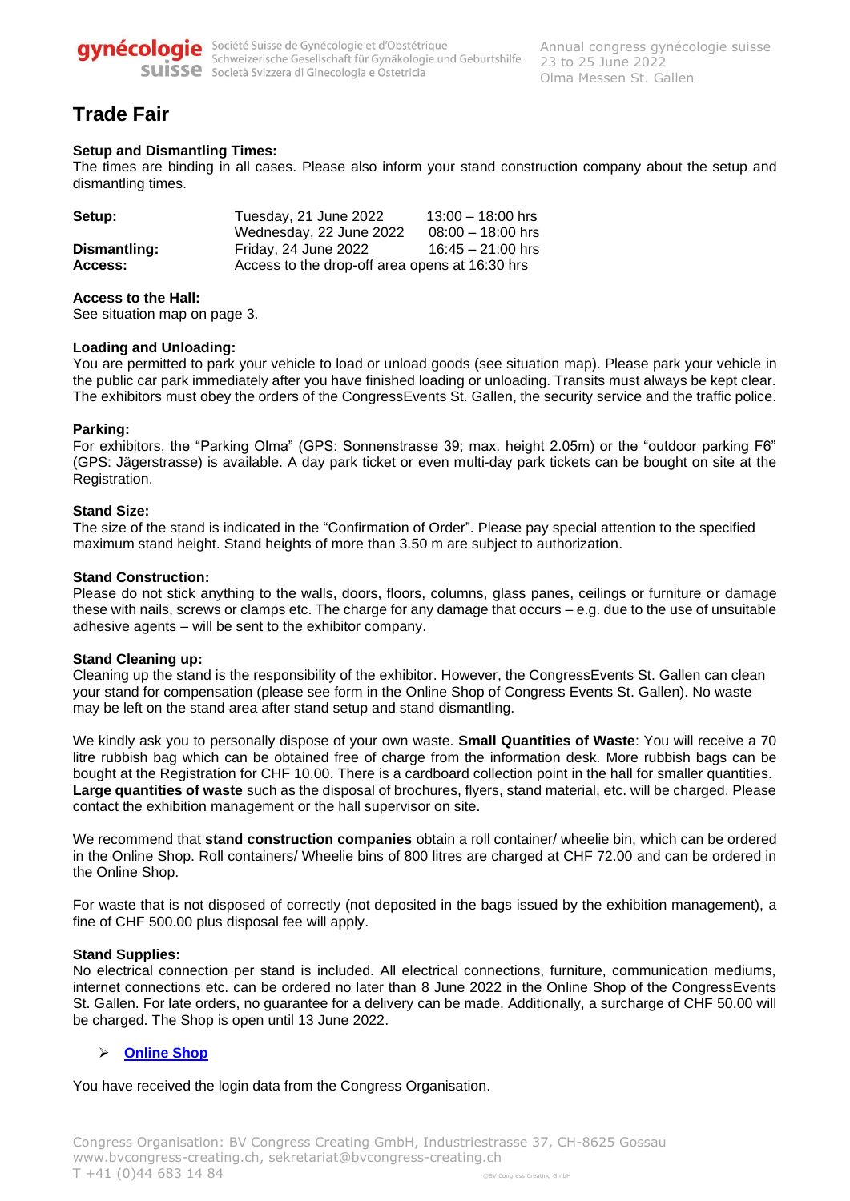# Trade Fair

### Setup and Dismantling Times:

The times are binding in all cases. Please also inform your stand construction company about the setup and dismantling times.

| | | |
|---|---|---|
| **Setup:** | Tuesday, 21 June 2022 | 13:00 – 18:00 hrs |
| | Wednesday, 22 June 2022 | 08:00 – 18:00 hrs |
| **Dismantling:** | Friday, 24 June 2022 | 16:45 – 21:00 hrs |
| **Access:** | Access to the drop-off area opens at 16:30 hrs | |

### Access to the Hall:

See situation map on page 3.

### Loading and Unloading:

You are permitted to park your vehicle to load or unload goods (see situation map). Please park your vehicle in the public car park immediately after you have finished loading or unloading. Transits must always be kept clear. The exhibitors must obey the orders of the CongressEvents St. Gallen, the security service and the traffic police.

### Parking:

For exhibitors, the "Parking Olma" (GPS: Sonnenstrasse 39; max. height 2.05m) or the "outdoor parking F6" (GPS: Jägerstrasse) is available. A day park ticket or even multi-day park tickets can be bought on site at the Registration.

### Stand Size:

The size of the stand is indicated in the "Confirmation of Order". Please pay special attention to the specified maximum stand height. Stand heights of more than 3.50 m are subject to authorization.

### Stand Construction:

Please do not stick anything to the walls, doors, floors, columns, glass panes, ceilings or furniture or damage these with nails, screws or clamps etc. The charge for any damage that occurs – e.g. due to the use of unsuitable adhesive agents – will be sent to the exhibitor company.

### Stand Cleaning up:

Cleaning up the stand is the responsibility of the exhibitor. However, the CongressEvents St. Gallen can clean your stand for compensation (please see form in the Online Shop of Congress Events St. Gallen). No waste may be left on the stand area after stand setup and stand dismantling.

We kindly ask you to personally dispose of your own waste. **Small Quantities of Waste**: You will receive a 70 litre rubbish bag which can be obtained free of charge from the information desk. More rubbish bags can be bought at the Registration for CHF 10.00. There is a cardboard collection point in the hall for smaller quantities. **Large quantities of waste** such as the disposal of brochures, flyers, stand material, etc. will be charged. Please contact the exhibition management or the hall supervisor on site.

We recommend that **stand construction companies** obtain a roll container/ wheelie bin, which can be ordered in the Online Shop. Roll containers/ Wheelie bins of 800 litres are charged at CHF 72.00 and can be ordered in the Online Shop.

For waste that is not disposed of correctly (not deposited in the bags issued by the exhibition management), a fine of CHF 500.00 plus disposal fee will apply.

### Stand Supplies:

No electrical connection per stand is included. All electrical connections, furniture, communication mediums, internet connections etc. can be ordered no later than 8 June 2022 in the Online Shop of the CongressEvents St. Gallen. For late orders, no guarantee for a delivery can be made. Additionally, a surcharge of CHF 50.00 will be charged. The Shop is open until 13 June 2022.

- **Online Shop**

You have received the login data from the Congress Organisation.

Congress Organisation: BV Congress Creating GmbH, Industriestrasse 37, CH-8625 Gossau
www.bvcongress-creating.ch, sekretariat@bvcongress-creating.ch
T +41 (0)44 683 14 84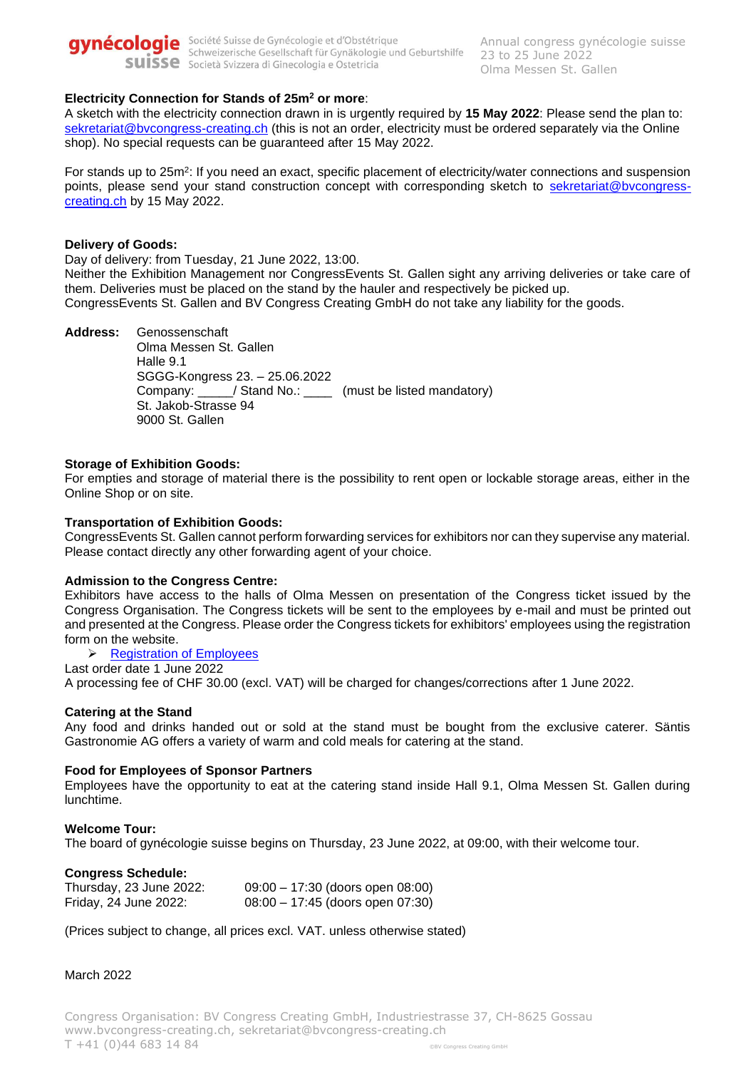**Electricity Connection for Stands of 25m² or more**:
A sketch with the electricity connection drawn in is urgently required by **15 May 2022**: Please send the plan to: sekretariat@bvcongress-creating.ch (this is not an order, electricity must be ordered separately via the Online shop). No special requests can be guaranteed after 15 May 2022.

For stands up to 25m²: If you need an exact, specific placement of electricity/water connections and suspension points, please send your stand construction concept with corresponding sketch to sekretariat@bvcongress-creating.ch by 15 May 2022.

**Delivery of Goods:**
Day of delivery: from Tuesday, 21 June 2022, 13:00.
Neither the Exhibition Management nor CongressEvents St. Gallen sight any arriving deliveries or take care of them. Deliveries must be placed on the stand by the hauler and respectively be picked up.
CongressEvents St. Gallen and BV Congress Creating GmbH do not take any liability for the goods.

**Address:**
Genossenschaft
Olma Messen St. Gallen
Halle 9.1
SGGG-Kongress 23. – 25.06.2022
Company: _____/ Stand No.: ____ (must be listed mandatory)
St. Jakob-Strasse 94
9000 St. Gallen

**Storage of Exhibition Goods:**
For empties and storage of material there is the possibility to rent open or lockable storage areas, either in the Online Shop or on site.

**Transportation of Exhibition Goods:**
CongressEvents St. Gallen cannot perform forwarding services for exhibitors nor can they supervise any material. Please contact directly any other forwarding agent of your choice.

**Admission to the Congress Centre:**
Exhibitors have access to the halls of Olma Messen on presentation of the Congress ticket issued by the Congress Organisation. The Congress tickets will be sent to the employees by e-mail and must be printed out and presented at the Congress. Please order the Congress tickets for exhibitors' employees using the registration form on the website.

- Registration of Employees

Last order date 1 June 2022
A processing fee of CHF 30.00 (excl. VAT) will be charged for changes/corrections after 1 June 2022.

**Catering at the Stand**
Any food and drinks handed out or sold at the stand must be bought from the exclusive caterer. Säntis Gastronomie AG offers a variety of warm and cold meals for catering at the stand.

**Food for Employees of Sponsor Partners**
Employees have the opportunity to eat at the catering stand inside Hall 9.1, Olma Messen St. Gallen during lunchtime.

**Welcome Tour:**
The board of gynécologie suisse begins on Thursday, 23 June 2022, at 09:00, with their welcome tour.

**Congress Schedule:**

| | |
|---|---|
| Thursday, 23 June 2022: | 09:00 – 17:30 (doors open 08:00) |
| Friday, 24 June 2022: | 08:00 – 17:45 (doors open 07:30) |

(Prices subject to change, all prices excl. VAT. unless otherwise stated)

March 2022

Congress Organisation: BV Congress Creating GmbH, Industriestrasse 37, CH-8625 Gossau
www.bvcongress-creating.ch, sekretariat@bvcongress-creating.ch
T +41 (0)44 683 14 84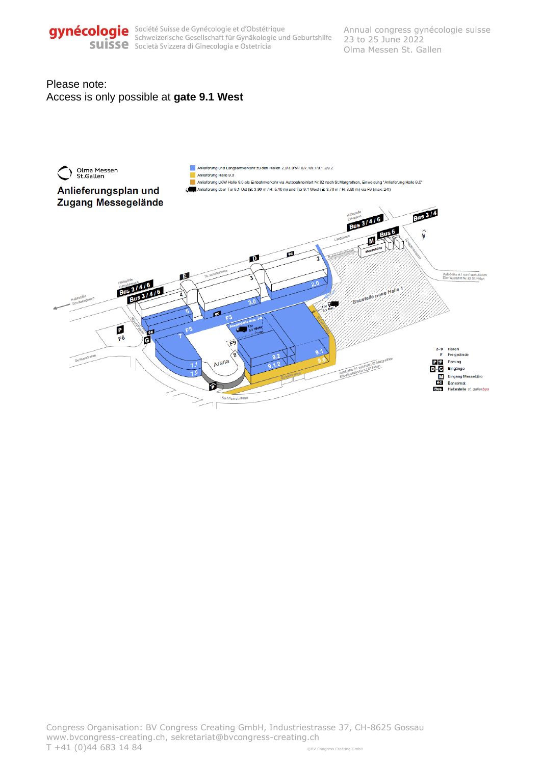Please note:
Access is only possible at **gate 9.1 West**

Olma Messen St.Gallen

## Anlieferungsplan und Zugang Messegelände

Anlieferung und Langsamverkehr zu den Hallen 2.0/3.0/5/7.0/7.1/9.1/9.1.2/9.2
Anlieferung Halle 9.0
Anlieferung LKW Halle 9.0 als Einbahnverkehr via Autobahnausfahrt Nr.82 nach St.Margrethen, Einweisung "Anlieferung Halle 9.0"
Anlieferung über Tor 9.1 Ost (B: 3.90 m / H: 5.40 m) und Tor 9.1 West (B: 3.70 m / H: 3.90 m) via F9 (max. 24t)

Bus 3/4/6
Bus 3/4
Bus 6
Baustelle neue Halle 1
Tor 9.1 Ost
Tor 9.1 West
Arena
Sonnenstrasse
Autobahn A1 von/nach Zürich Ein-/Ausfahrt Nr. 82 St.Fiden
Autobahn A1 von/nach St.Margrethen Ein-/Ausfahrt Nr. 82 St.Fiden

2 - 9 Hallen
F Freigelände
P Parking
D - G Eingänge
M Eingang Messebüro
Bancomat
Bus Haltestelle st. gallerbus